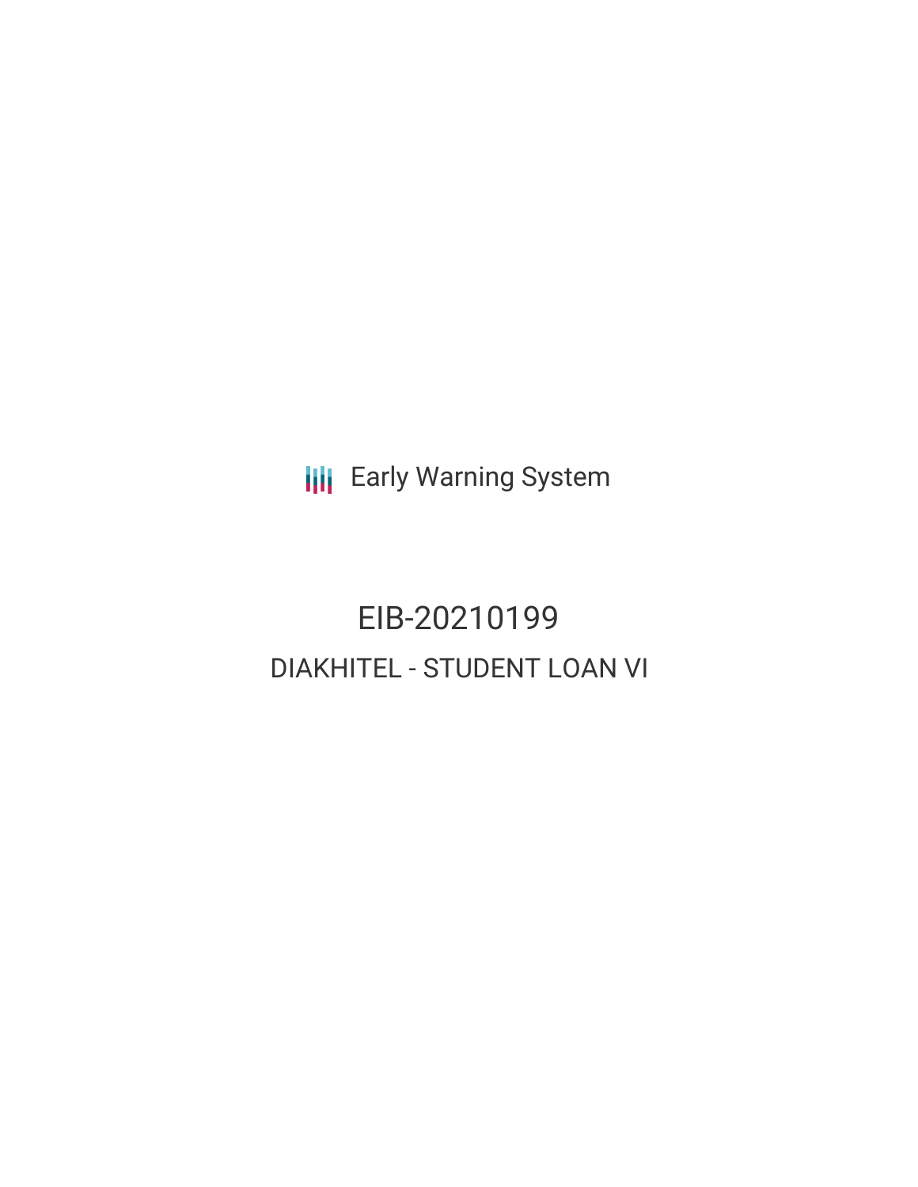Early Warning System

# EIB-20210199

## DIAKHITEL - STUDENT LOAN VI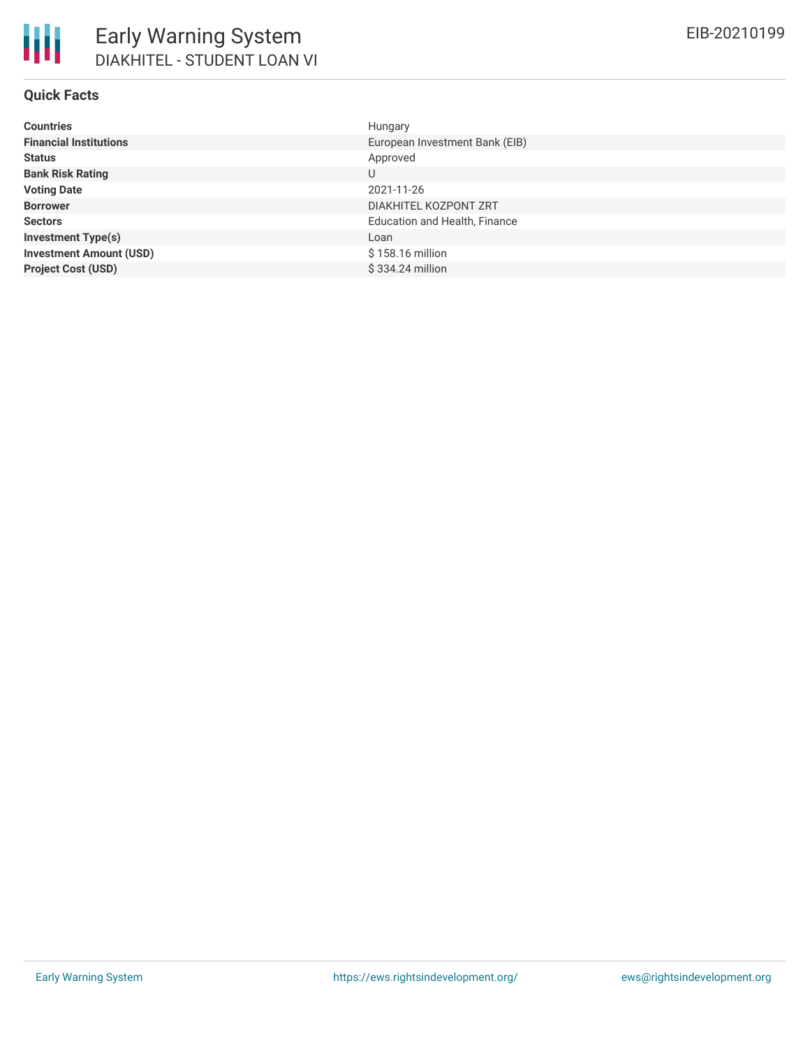# Early Warning System

## DIAKHITEL - STUDENT LOAN VI

EIB-20210199

### Quick Facts

| | |
|---|---|
| **Countries** | Hungary |
| **Financial Institutions** | European Investment Bank (EIB) |
| **Status** | Approved |
| **Bank Risk Rating** | U |
| **Voting Date** | 2021-11-26 |
| **Borrower** | DIAKHITEL KOZPONT ZRT |
| **Sectors** | Education and Health, Finance |
| **Investment Type(s)** | Loan |
| **Investment Amount (USD)** | $ 158.16 million |
| **Project Cost (USD)** | $ 334.24 million |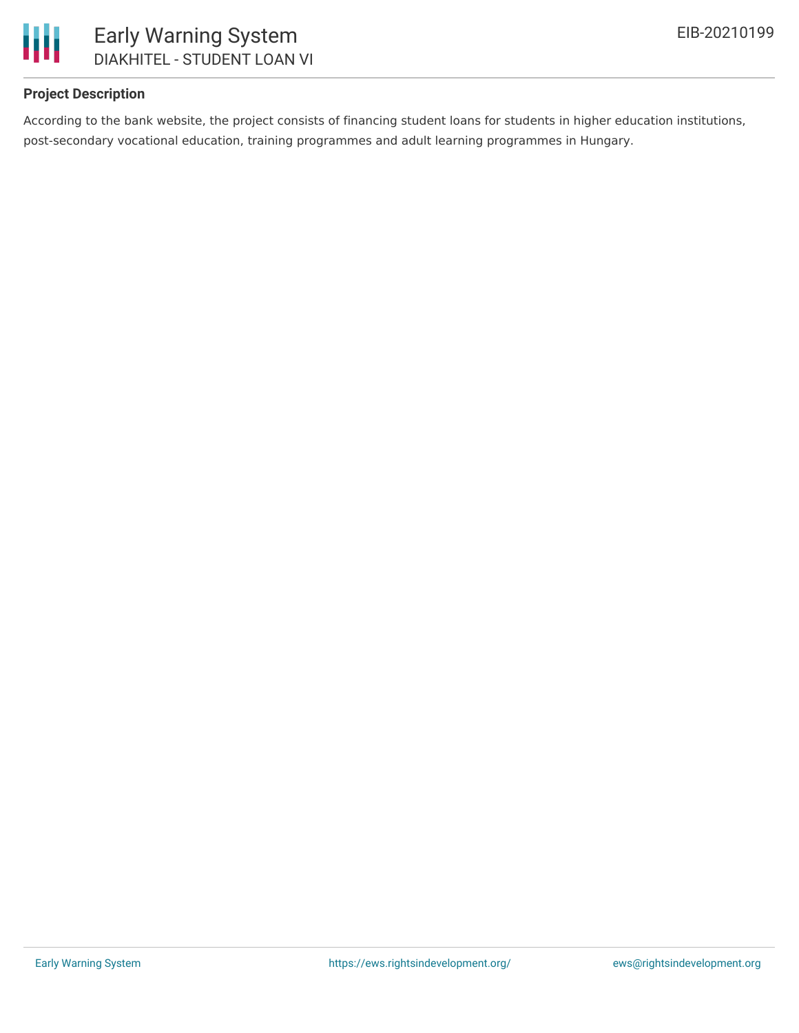### Project Description

According to the bank website, the project consists of financing student loans for students in higher education institutions, post-secondary vocational education, training programmes and adult learning programmes in Hungary.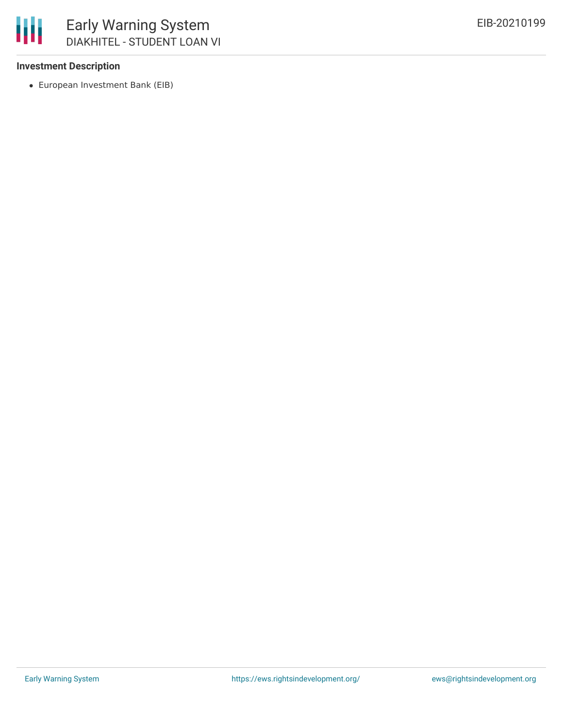### Investment Description

- European Investment Bank (EIB)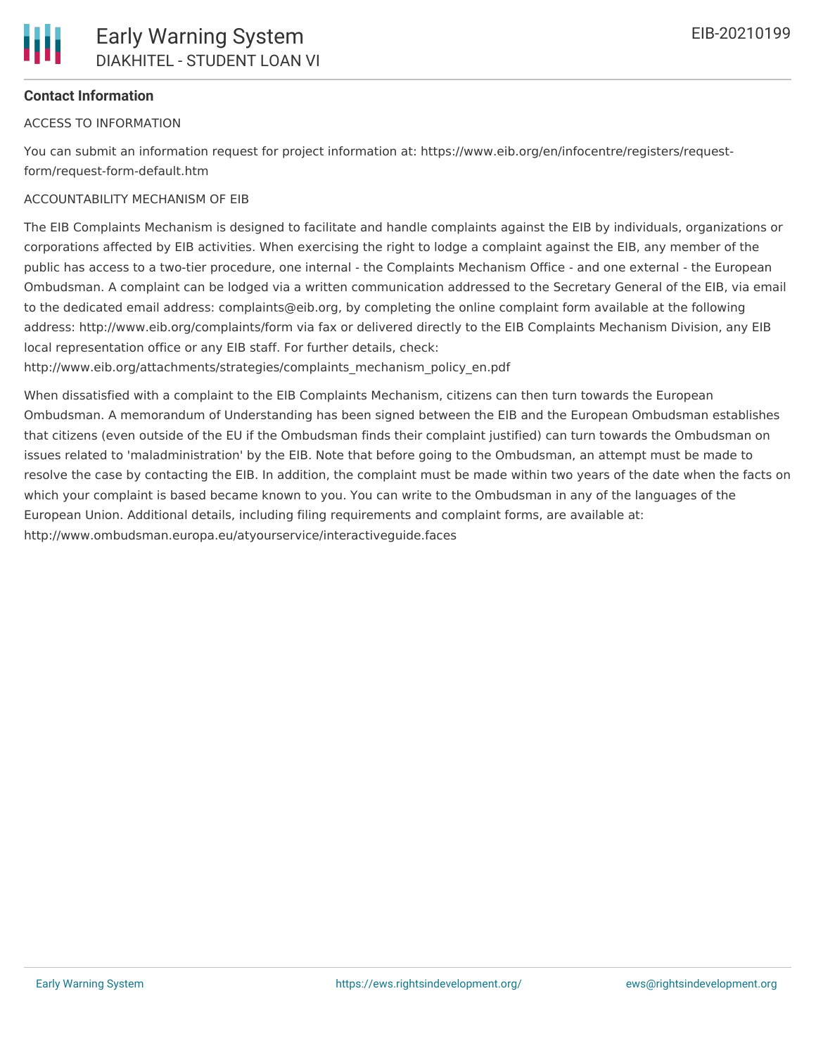**Contact Information**

ACCESS TO INFORMATION

You can submit an information request for project information at: https://www.eib.org/en/infocentre/registers/request-form/request-form-default.htm

ACCOUNTABILITY MECHANISM OF EIB

The EIB Complaints Mechanism is designed to facilitate and handle complaints against the EIB by individuals, organizations or corporations affected by EIB activities. When exercising the right to lodge a complaint against the EIB, any member of the public has access to a two-tier procedure, one internal - the Complaints Mechanism Office - and one external - the European Ombudsman. A complaint can be lodged via a written communication addressed to the Secretary General of the EIB, via email to the dedicated email address: complaints@eib.org, by completing the online complaint form available at the following address: http://www.eib.org/complaints/form via fax or delivered directly to the EIB Complaints Mechanism Division, any EIB local representation office or any EIB staff. For further details, check: http://www.eib.org/attachments/strategies/complaints_mechanism_policy_en.pdf

When dissatisfied with a complaint to the EIB Complaints Mechanism, citizens can then turn towards the European Ombudsman. A memorandum of Understanding has been signed between the EIB and the European Ombudsman establishes that citizens (even outside of the EU if the Ombudsman finds their complaint justified) can turn towards the Ombudsman on issues related to 'maladministration' by the EIB. Note that before going to the Ombudsman, an attempt must be made to resolve the case by contacting the EIB. In addition, the complaint must be made within two years of the date when the facts on which your complaint is based became known to you. You can write to the Ombudsman in any of the languages of the European Union. Additional details, including filing requirements and complaint forms, are available at: http://www.ombudsman.europa.eu/atyourservice/interactiveguide.faces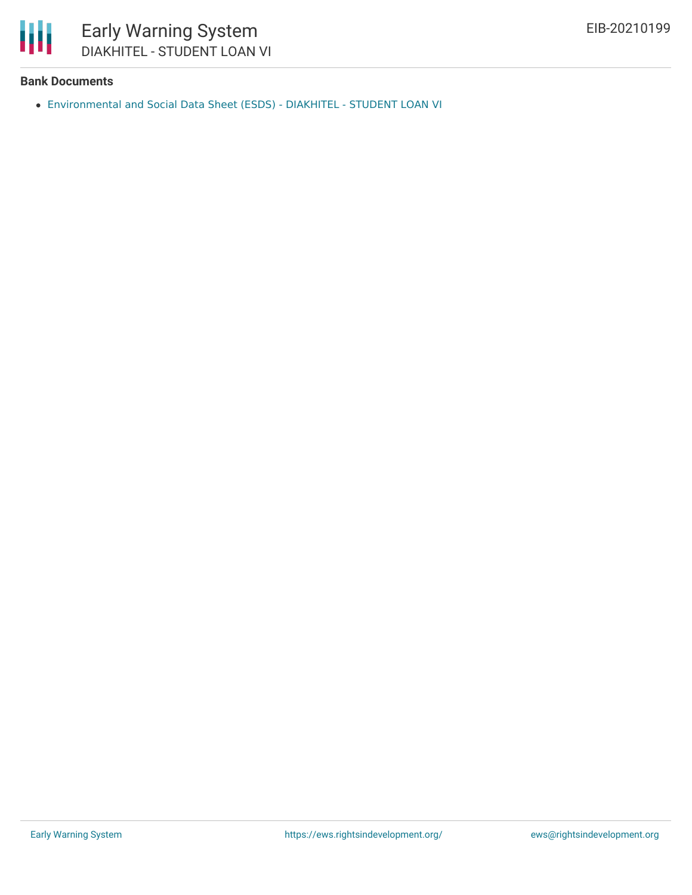**Bank Documents**

- Environmental and Social Data Sheet (ESDS) - DIAKHITEL - STUDENT LOAN VI